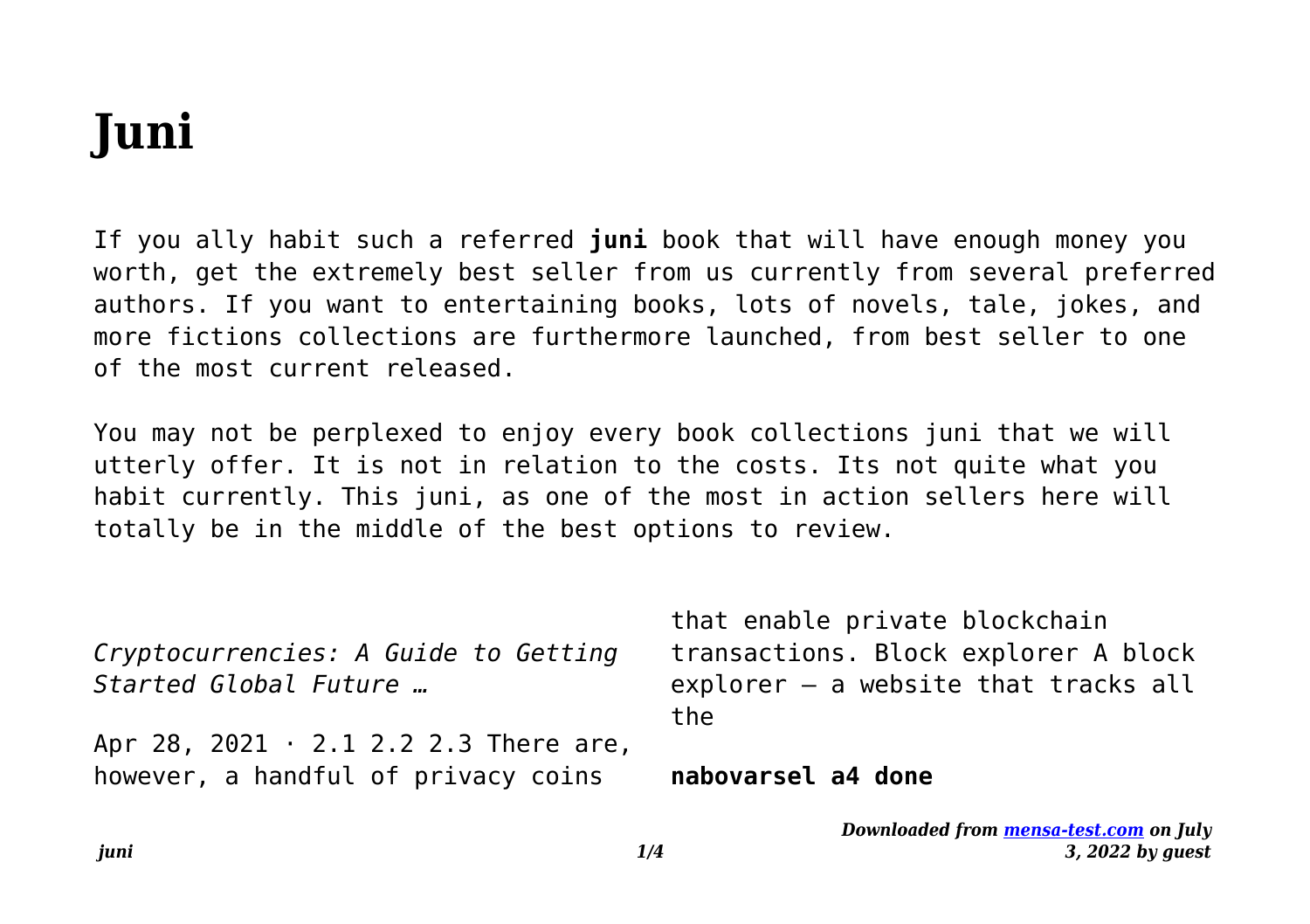# Juni

If you ally habit such a referred **juni** book that will have enough money you worth, get the extremely best seller from us currently from several preferred authors. If you want to entertaining books, lots of novels, tale, jokes, and more fictions collections are furthermore launched, from best seller to one of the most current released.

You may not be perplexed to enjoy every book collections juni that we will utterly offer. It is not in relation to the costs. Its not quite what you habit currently. This juni, as one of the most in action sellers here will totally be in the middle of the best options to review.

*Cryptocurrencies: A Guide to Getting Started Global Future …*

Apr 28, 2021 · 2.1 2.2 2.3 There are, however, a handful of privacy coins that enable private blockchain transactions. Block explorer A block explorer – a website that tracks all the

**nabovarsel a4 done**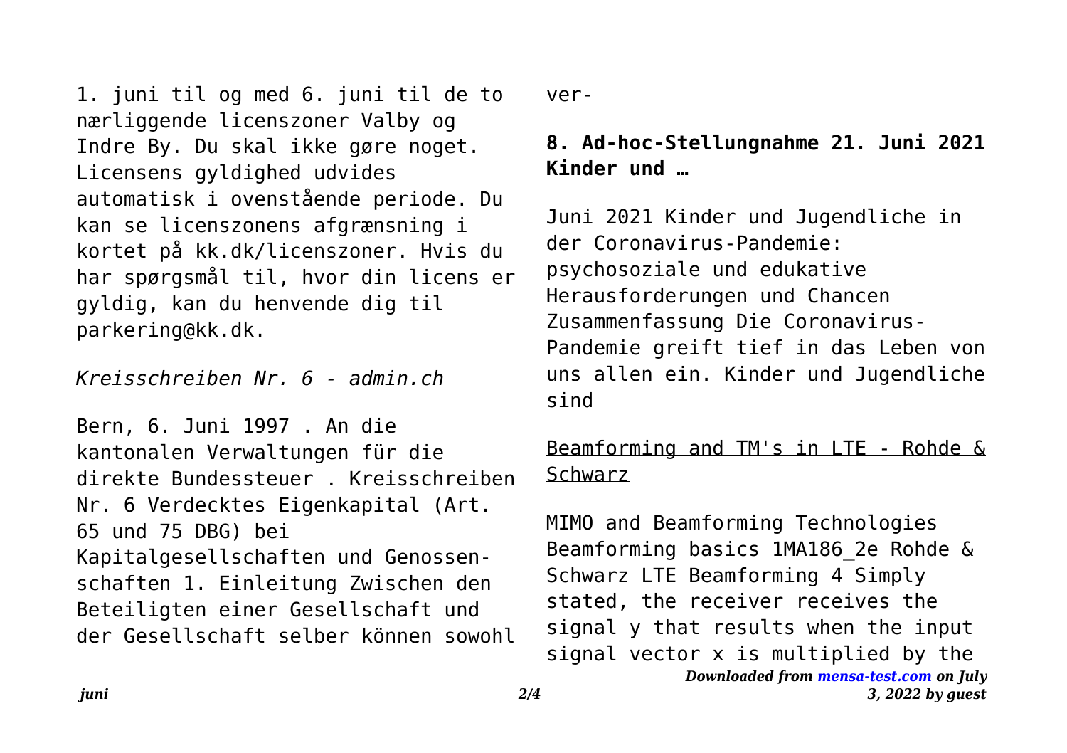1. juni til og med 6. juni til de to nærliggende licenszoner Valby og Indre By. Du skal ikke gøre noget. Licensens gyldighed udvides automatisk i ovenstående periode. Du kan se licenszonens afgrænsning i kortet på kk.dk/licenszoner. Hvis du har spørgsmål til, hvor din licens er gyldig, kan du henvende dig til parkering@kk.dk.

*Kreisschreiben Nr. 6 - admin.ch*

Bern, 6. Juni 1997 . An die kantonalen Verwaltungen für die direkte Bundessteuer . Kreisschreiben Nr. 6 Verdecktes Eigenkapital (Art. 65 und 75 DBG) bei Kapitalgesellschaften und Genossenschaften 1. Einleitung Zwischen den Beteiligten einer Gesellschaft und der Gesellschaft selber können sowohl ver-

**8. Ad-hoc-Stellungnahme 21. Juni 2021 Kinder und …**

Juni 2021 Kinder und Jugendliche in der Coronavirus-Pandemie: psychosoziale und edukative Herausforderungen und Chancen Zusammenfassung Die Coronavirus-Pandemie greift tief in das Leben von uns allen ein. Kinder und Jugendliche sind

Beamforming and TM's in LTE - Rohde & Schwarz

MIMO and Beamforming Technologies Beamforming basics 1MA186_2e Rohde & Schwarz LTE Beamforming 4 Simply stated, the receiver receives the signal y that results when the input signal vector x is multiplied by the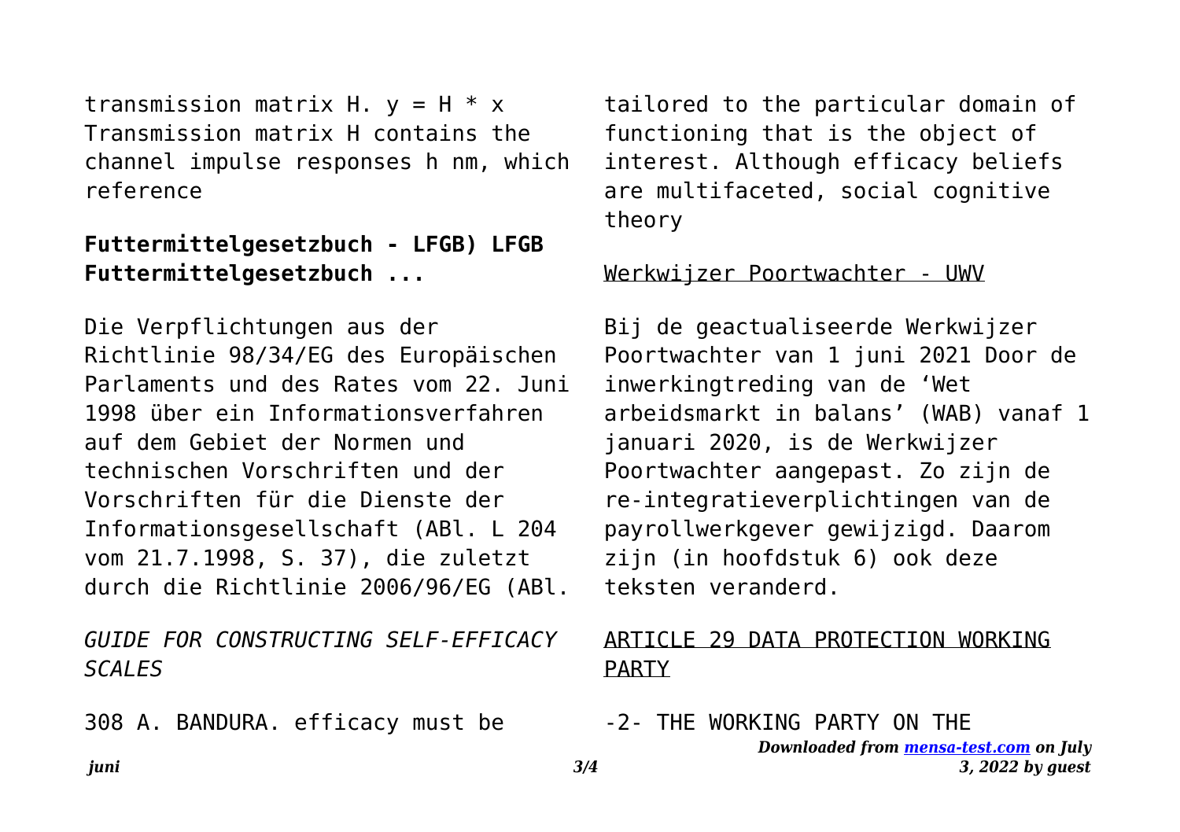transmission matrix H. $y = H * x$ Transmission matrix H contains the channel impulse responses h nm, which reference

**Futtermittelgesetzbuch - LFGB) LFGB Futtermittelgesetzbuch ...**

Die Verpflichtungen aus der Richtlinie 98/34/EG des Europäischen Parlaments und des Rates vom 22. Juni 1998 über ein Informationsverfahren auf dem Gebiet der Normen und technischen Vorschriften und der Vorschriften für die Dienste der Informationsgesellschaft (ABl. L 204 vom 21.7.1998, S. 37), die zuletzt durch die Richtlinie 2006/96/EG (ABl.

*GUIDE FOR CONSTRUCTING SELF-EFFICACY SCALES*

308 A. BANDURA. efficacy must be tailored to the particular domain of functioning that is the object of interest. Although efficacy beliefs are multifaceted, social cognitive theory

Werkwijzer Poortwachter - UWV

Bij de geactualiseerde Werkwijzer Poortwachter van 1 juni 2021 Door de inwerkingtreding van de 'Wet arbeidsmarkt in balans' (WAB) vanaf 1 januari 2020, is de Werkwijzer Poortwachter aangepast. Zo zijn de re-integratieverplichtingen van de payrollwerkgever gewijzigd. Daarom zijn (in hoofdstuk 6) ook deze teksten veranderd.

ARTICLE 29 DATA PROTECTION WORKING PARTY

-2- THE WORKING PARTY ON THE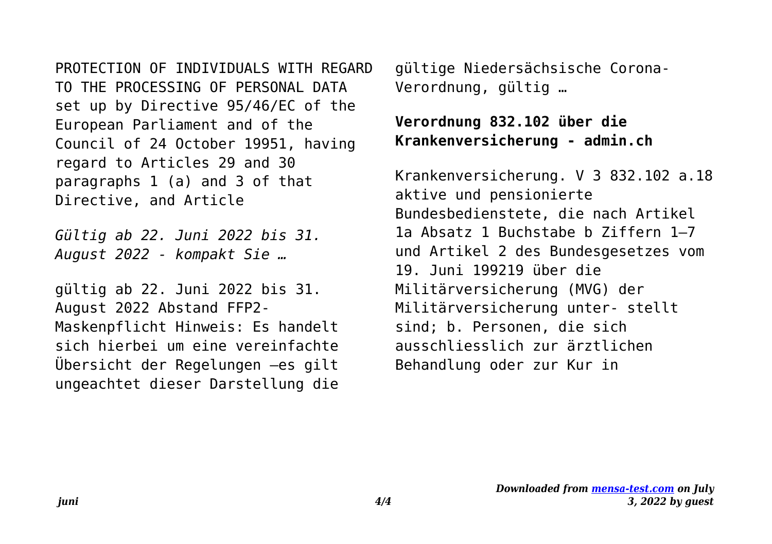PROTECTION OF INDIVIDUALS WITH REGARD TO THE PROCESSING OF PERSONAL DATA set up by Directive 95/46/EC of the European Parliament and of the Council of 24 October 19951, having regard to Articles 29 and 30 paragraphs 1 (a) and 3 of that Directive, and Article

*Gültig ab 22. Juni 2022 bis 31. August 2022 - kompakt Sie …*

gültig ab 22. Juni 2022 bis 31. August 2022 Abstand FFP2-Maskenpflicht Hinweis: Es handelt sich hierbei um eine vereinfachte Übersicht der Regelungen –es gilt ungeachtet dieser Darstellung die gültige Niedersächsische Corona-Verordnung, gültig …

**Verordnung 832.102 über die Krankenversicherung - admin.ch**

Krankenversicherung. V 3 832.102 a.18 aktive und pensionierte Bundesbedienstete, die nach Artikel 1a Absatz 1 Buchstabe b Ziffern 1–7 und Artikel 2 des Bundesgesetzes vom 19. Juni 199219 über die Militärversicherung (MVG) der Militärversicherung unter- stellt sind; b. Personen, die sich ausschliesslich zur ärztlichen Behandlung oder zur Kur in